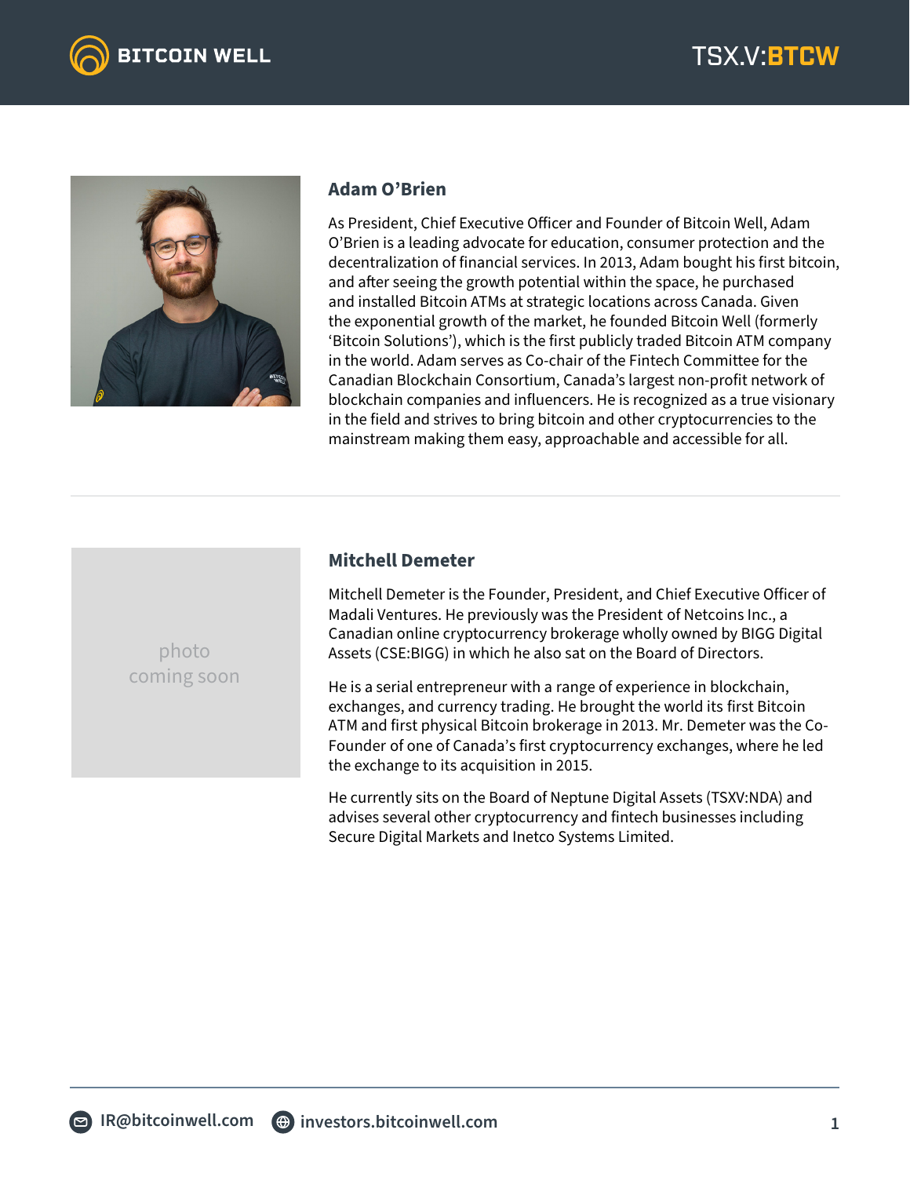## Adam O'Brien

As President, Chief Executive Officer and Founder of Bitcoin Well, Adam O'Brien is a leading advocate for education, consumer protection and the decentralization of financial services. In 2013, Adam bought his first bitcoin, and after seeing the growth potential within the space, he purchased and installed Bitcoin ATMs at strategic locations across Canada. Given the exponential growth of the market, he founded Bitcoin Well (formerly 'Bitcoin Solutions'), which is the first publicly traded Bitcoin ATM company in the world. Adam serves as Co-chair of the Fintech Committee for the Canadian Blockchain Consortium, Canada's largest non-profit network of blockchain companies and influencers. He is recognized as a true visionary in the field and strives to bring bitcoin and other cryptocurrencies to the mainstream making them easy, approachable and accessible for all.

---

photo coming soon

## Mitchell Demeter

Mitchell Demeter is the Founder, President, and Chief Executive Officer of Madali Ventures. He previously was the President of Netcoins Inc., a Canadian online cryptocurrency brokerage wholly owned by BIGG Digital Assets (CSE:BIGG) in which he also sat on the Board of Directors.

He is a serial entrepreneur with a range of experience in blockchain, exchanges, and currency trading. He brought the world its first Bitcoin ATM and first physical Bitcoin brokerage in 2013. Mr. Demeter was the Co-Founder of one of Canada's first cryptocurrency exchanges, where he led the exchange to its acquisition in 2015.

He currently sits on the Board of Neptune Digital Assets (TSXV:NDA) and advises several other cryptocurrency and fintech businesses including Secure Digital Markets and Inetco Systems Limited.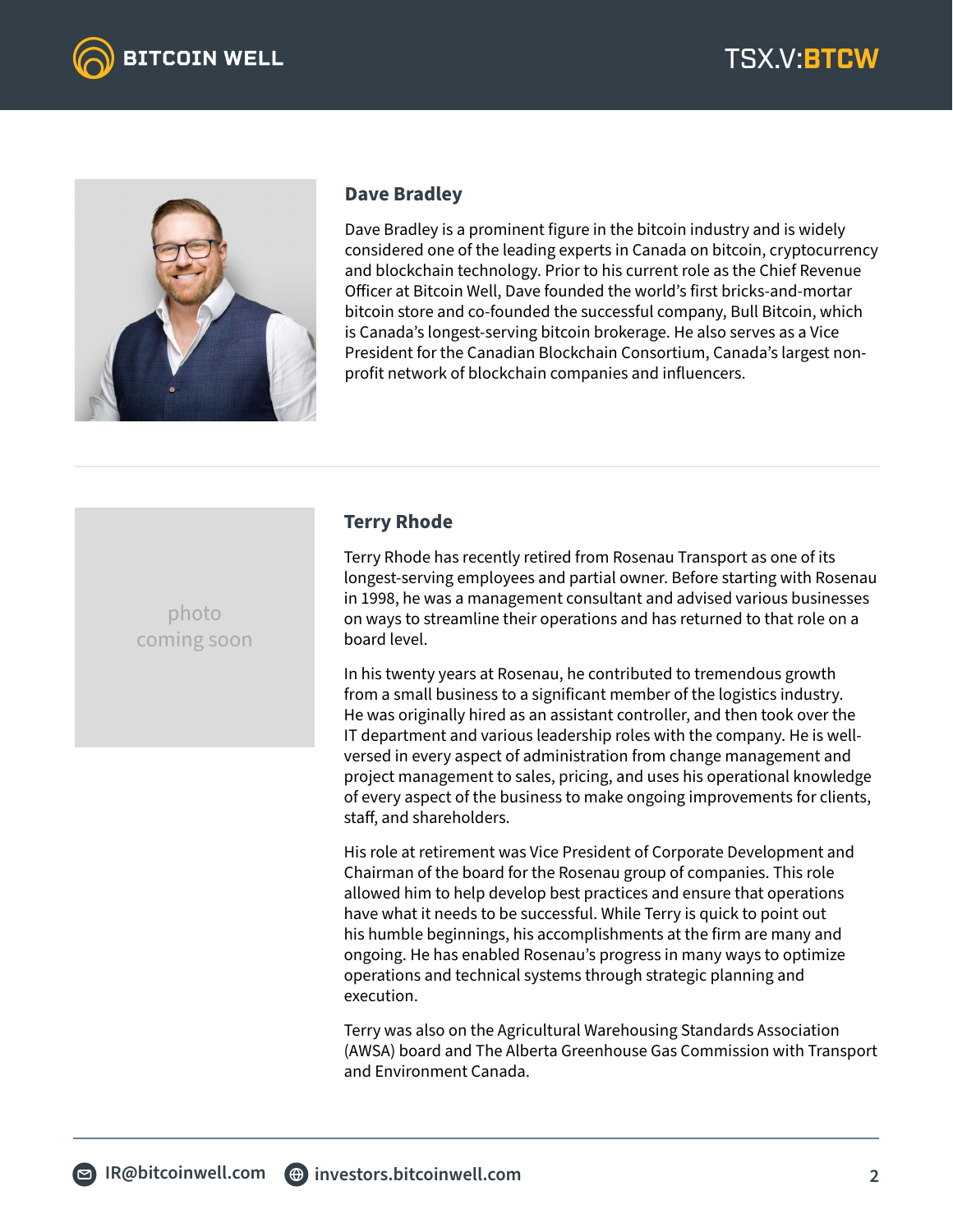### Dave Bradley

Dave Bradley is a prominent figure in the bitcoin industry and is widely considered one of the leading experts in Canada on bitcoin, cryptocurrency and blockchain technology. Prior to his current role as the Chief Revenue Officer at Bitcoin Well, Dave founded the world's first bricks-and-mortar bitcoin store and co-founded the successful company, Bull Bitcoin, which is Canada's longest-serving bitcoin brokerage. He also serves as a Vice President for the Canadian Blockchain Consortium, Canada's largest non-profit network of blockchain companies and influencers.

---

photo coming soon

### Terry Rhode

Terry Rhode has recently retired from Rosenau Transport as one of its longest-serving employees and partial owner. Before starting with Rosenau in 1998, he was a management consultant and advised various businesses on ways to streamline their operations and has returned to that role on a board level.

In his twenty years at Rosenau, he contributed to tremendous growth from a small business to a significant member of the logistics industry. He was originally hired as an assistant controller, and then took over the IT department and various leadership roles with the company. He is well-versed in every aspect of administration from change management and project management to sales, pricing, and uses his operational knowledge of every aspect of the business to make ongoing improvements for clients, staff, and shareholders.

His role at retirement was Vice President of Corporate Development and Chairman of the board for the Rosenau group of companies. This role allowed him to help develop best practices and ensure that operations have what it needs to be successful. While Terry is quick to point out his humble beginnings, his accomplishments at the firm are many and ongoing. He has enabled Rosenau's progress in many ways to optimize operations and technical systems through strategic planning and execution.

Terry was also on the Agricultural Warehousing Standards Association (AWSA) board and The Alberta Greenhouse Gas Commission with Transport and Environment Canada.